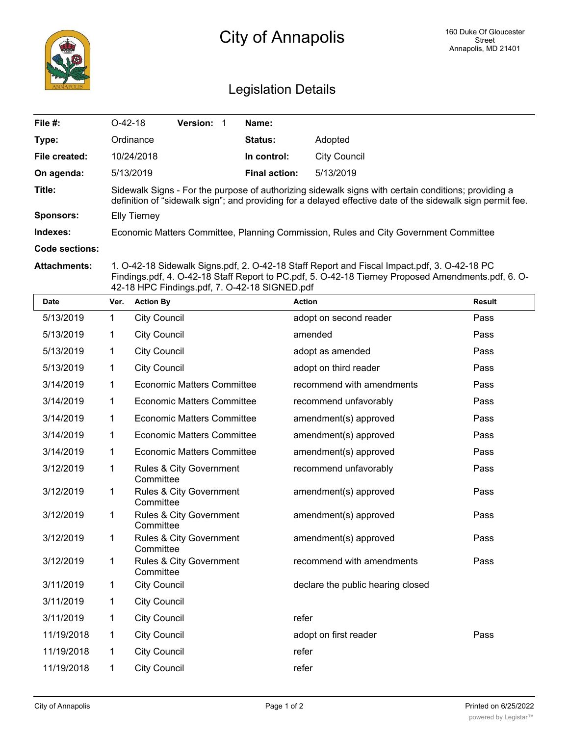# City of Annapolis

160 Duke Of Gloucester Street
Annapolis, MD 21401

## Legislation Details

| | | | |
|---|---|---|---|
| **File #:** | O-42-18 **Version:** 1 | **Name:** | |
| **Type:** | Ordinance | **Status:** | Adopted |
| **File created:** | 10/24/2018 | **In control:** | City Council |
| **On agenda:** | 5/13/2019 | **Final action:** | 5/13/2019 |

**Title:** Sidewalk Signs - For the purpose of authorizing sidewalk signs with certain conditions; providing a definition of "sidewalk sign"; and providing for a delayed effective date of the sidewalk sign permit fee.

**Sponsors:** Elly Tierney

**Indexes:** Economic Matters Committee, Planning Commission, Rules and City Government Committee

**Code sections:**

**Attachments:** 1. O-42-18 Sidewalk Signs.pdf, 2. O-42-18 Staff Report and Fiscal Impact.pdf, 3. O-42-18 PC Findings.pdf, 4. O-42-18 Staff Report to PC.pdf, 5. O-42-18 Tierney Proposed Amendments.pdf, 6. O-42-18 HPC Findings.pdf, 7. O-42-18 SIGNED.pdf

| Date | Ver. | Action By | Action | Result |
|---|---|---|---|---|
| 5/13/2019 | 1 | City Council | adopt on second reader | Pass |
| 5/13/2019 | 1 | City Council | amended | Pass |
| 5/13/2019 | 1 | City Council | adopt as amended | Pass |
| 5/13/2019 | 1 | City Council | adopt on third reader | Pass |
| 3/14/2019 | 1 | Economic Matters Committee | recommend with amendments | Pass |
| 3/14/2019 | 1 | Economic Matters Committee | recommend unfavorably | Pass |
| 3/14/2019 | 1 | Economic Matters Committee | amendment(s) approved | Pass |
| 3/14/2019 | 1 | Economic Matters Committee | amendment(s) approved | Pass |
| 3/14/2019 | 1 | Economic Matters Committee | amendment(s) approved | Pass |
| 3/12/2019 | 1 | Rules & City Government Committee | recommend unfavorably | Pass |
| 3/12/2019 | 1 | Rules & City Government Committee | amendment(s) approved | Pass |
| 3/12/2019 | 1 | Rules & City Government Committee | amendment(s) approved | Pass |
| 3/12/2019 | 1 | Rules & City Government Committee | amendment(s) approved | Pass |
| 3/12/2019 | 1 | Rules & City Government Committee | recommend with amendments | Pass |
| 3/11/2019 | 1 | City Council | declare the public hearing closed | |
| 3/11/2019 | 1 | City Council | | |
| 3/11/2019 | 1 | City Council | refer | |
| 11/19/2018 | 1 | City Council | adopt on first reader | Pass |
| 11/19/2018 | 1 | City Council | refer | |
| 11/19/2018 | 1 | City Council | refer | |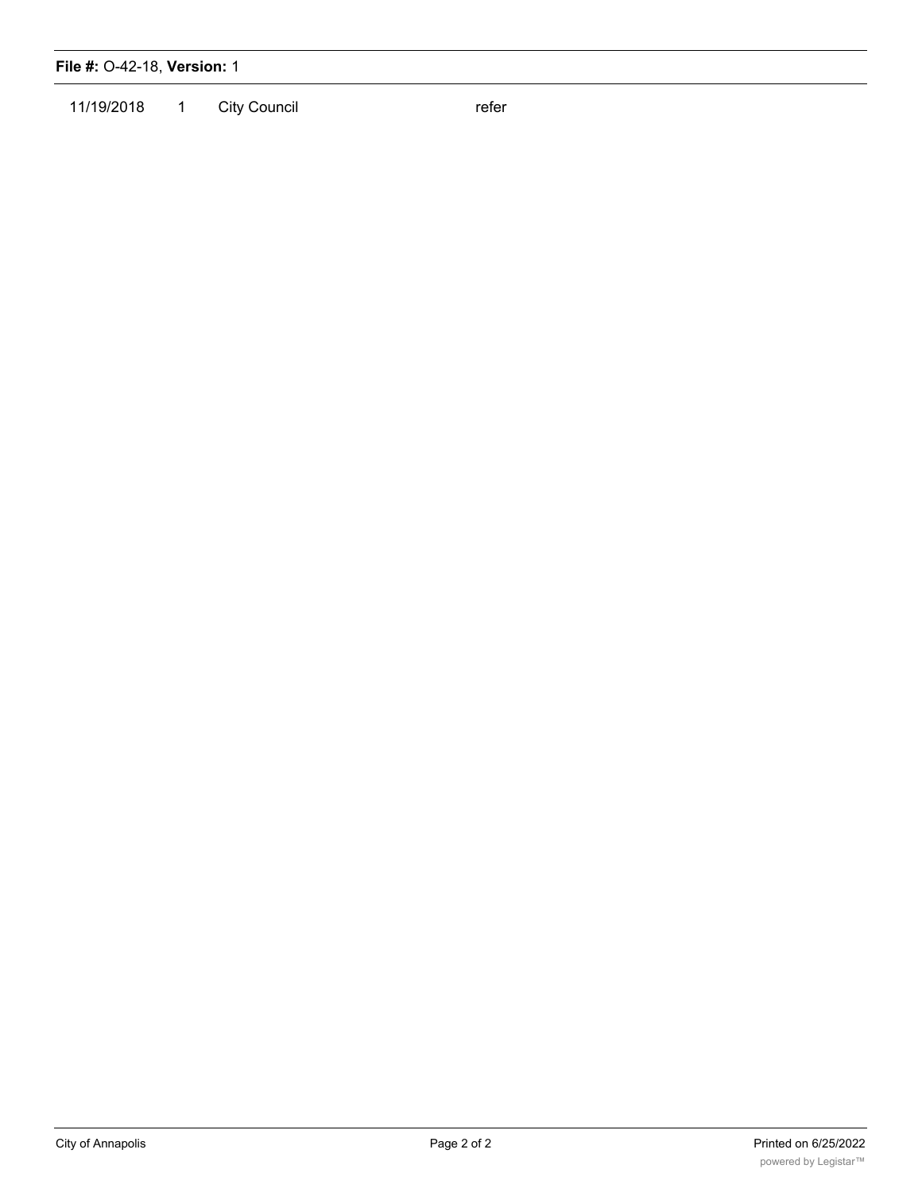**File #:** O-42-18, **Version:** 1

| | | | |
|---|---|---|---|
| 11/19/2018 | 1 | City Council | refer |